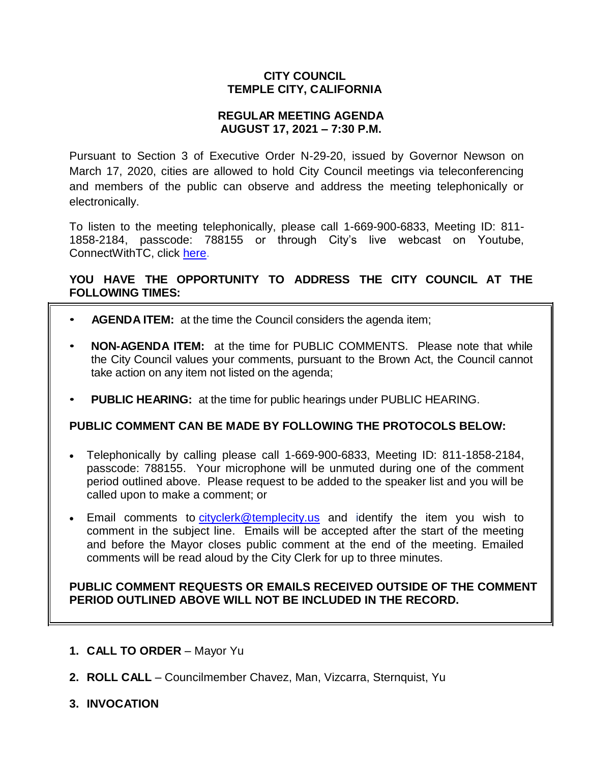# CITY COUNCIL
# TEMPLE CITY, CALIFORNIA

## REGULAR MEETING AGENDA
## AUGUST 17, 2021 – 7:30 P.M.

Pursuant to Section 3 of Executive Order N-29-20, issued by Governor Newson on March 17, 2020, cities are allowed to hold City Council meetings via teleconferencing and members of the public can observe and address the meeting telephonically or electronically.

To listen to the meeting telephonically, please call 1-669-900-6833, Meeting ID: 811-1858-2184, passcode: 788155 or through City's live webcast on Youtube, ConnectWithTC, click here.

**YOU HAVE THE OPPORTUNITY TO ADDRESS THE CITY COUNCIL AT THE FOLLOWING TIMES:**

- **AGENDA ITEM:** at the time the Council considers the agenda item;
- **NON-AGENDA ITEM:** at the time for PUBLIC COMMENTS. Please note that while the City Council values your comments, pursuant to the Brown Act, the Council cannot take action on any item not listed on the agenda;
- **PUBLIC HEARING:** at the time for public hearings under PUBLIC HEARING.

**PUBLIC COMMENT CAN BE MADE BY FOLLOWING THE PROTOCOLS BELOW:**

- Telephonically by calling please call 1-669-900-6833, Meeting ID: 811-1858-2184, passcode: 788155. Your microphone will be unmuted during one of the comment period outlined above. Please request to be added to the speaker list and you will be called upon to make a comment; or
- Email comments to cityclerk@templecity.us and identify the item you wish to comment in the subject line. Emails will be accepted after the start of the meeting and before the Mayor closes public comment at the end of the meeting. Emailed comments will be read aloud by the City Clerk for up to three minutes.

**PUBLIC COMMENT REQUESTS OR EMAILS RECEIVED OUTSIDE OF THE COMMENT PERIOD OUTLINED ABOVE WILL NOT BE INCLUDED IN THE RECORD.**

1. **CALL TO ORDER** – Mayor Yu
2. **ROLL CALL** – Councilmember Chavez, Man, Vizcarra, Sternquist, Yu
3. **INVOCATION**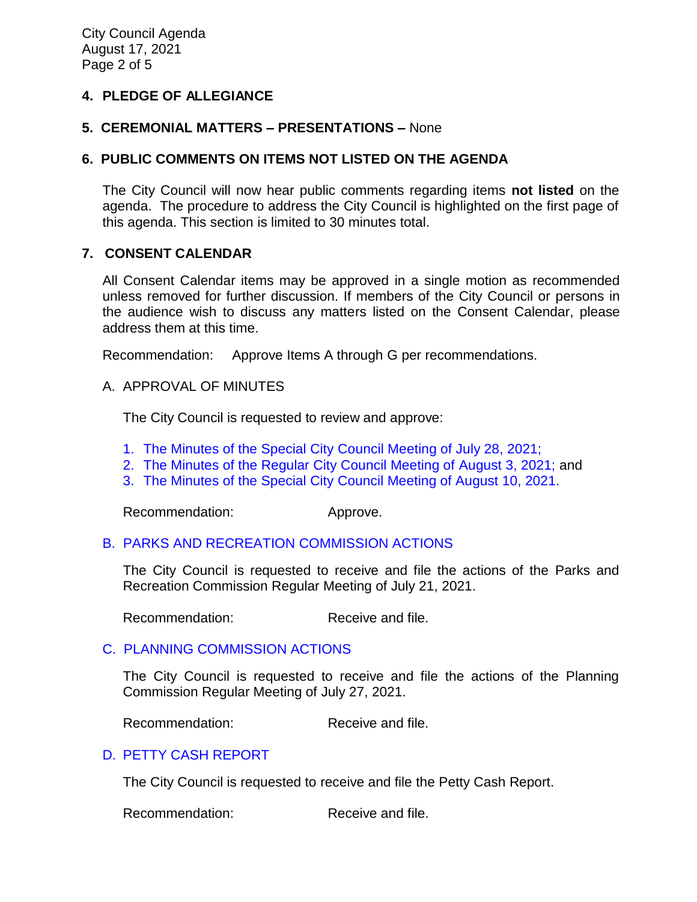## 4. PLEDGE OF ALLEGIANCE

## 5. CEREMONIAL MATTERS – PRESENTATIONS – None

## 6. PUBLIC COMMENTS ON ITEMS NOT LISTED ON THE AGENDA

The City Council will now hear public comments regarding items **not listed** on the agenda. The procedure to address the City Council is highlighted on the first page of this agenda. This section is limited to 30 minutes total.

## 7. CONSENT CALENDAR

All Consent Calendar items may be approved in a single motion as recommended unless removed for further discussion. If members of the City Council or persons in the audience wish to discuss any matters listed on the Consent Calendar, please address them at this time.

Recommendation: Approve Items A through G per recommendations.

### A. APPROVAL OF MINUTES

The City Council is requested to review and approve:

1. The Minutes of the Special City Council Meeting of July 28, 2021;
2. The Minutes of the Regular City Council Meeting of August 3, 2021; and
3. The Minutes of the Special City Council Meeting of August 10, 2021.

Recommendation: Approve.

### B. PARKS AND RECREATION COMMISSION ACTIONS

The City Council is requested to receive and file the actions of the Parks and Recreation Commission Regular Meeting of July 21, 2021.

Recommendation: Receive and file.

### C. PLANNING COMMISSION ACTIONS

The City Council is requested to receive and file the actions of the Planning Commission Regular Meeting of July 27, 2021.

Recommendation: Receive and file.

### D. PETTY CASH REPORT

The City Council is requested to receive and file the Petty Cash Report.

Recommendation: Receive and file.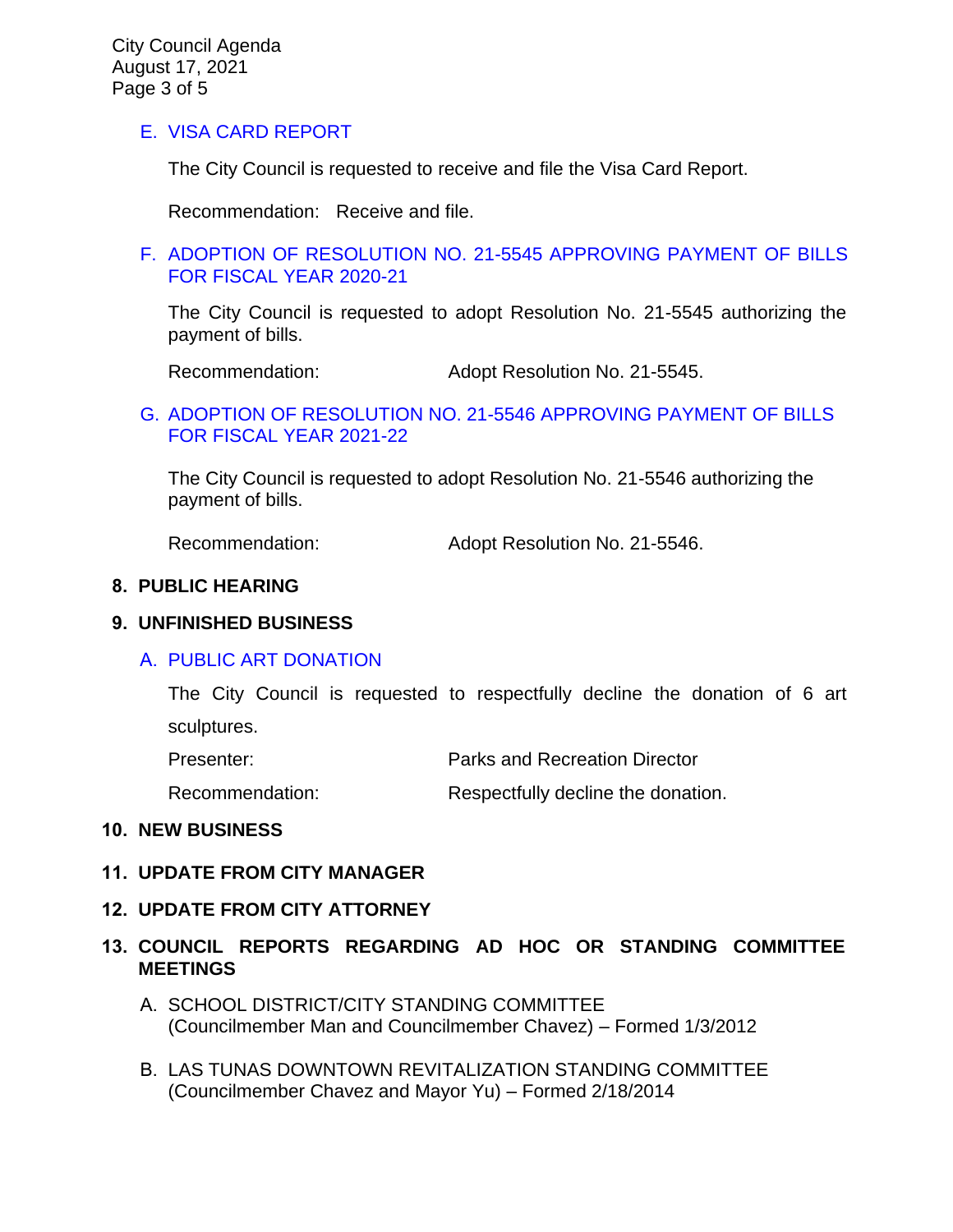E. VISA CARD REPORT

The City Council is requested to receive and file the Visa Card Report.

Recommendation: Receive and file.

F. ADOPTION OF RESOLUTION NO. 21-5545 APPROVING PAYMENT OF BILLS FOR FISCAL YEAR 2020-21

The City Council is requested to adopt Resolution No. 21-5545 authorizing the payment of bills.

Recommendation: Adopt Resolution No. 21-5545.

G. ADOPTION OF RESOLUTION NO. 21-5546 APPROVING PAYMENT OF BILLS FOR FISCAL YEAR 2021-22

The City Council is requested to adopt Resolution No. 21-5546 authorizing the payment of bills.

Recommendation: Adopt Resolution No. 21-5546.

## 8. PUBLIC HEARING

## 9. UNFINISHED BUSINESS

A. PUBLIC ART DONATION

The City Council is requested to respectfully decline the donation of 6 art sculptures.

Presenter: Parks and Recreation Director

Recommendation: Respectfully decline the donation.

## 10. NEW BUSINESS

## 11. UPDATE FROM CITY MANAGER

## 12. UPDATE FROM CITY ATTORNEY

## 13. COUNCIL REPORTS REGARDING AD HOC OR STANDING COMMITTEE MEETINGS

A. SCHOOL DISTRICT/CITY STANDING COMMITTEE
(Councilmember Man and Councilmember Chavez) – Formed 1/3/2012

B. LAS TUNAS DOWNTOWN REVITALIZATION STANDING COMMITTEE
(Councilmember Chavez and Mayor Yu) – Formed 2/18/2014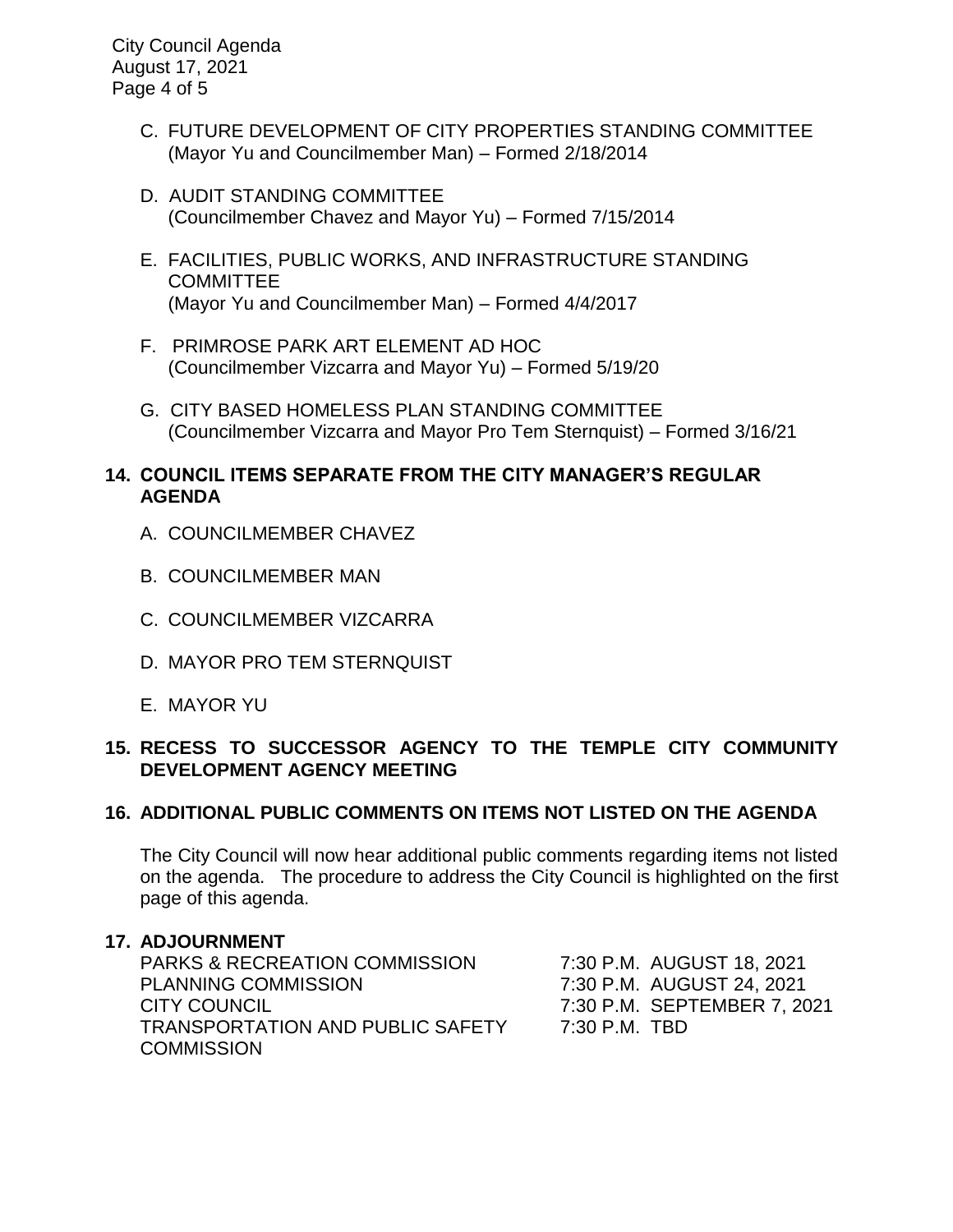C. FUTURE DEVELOPMENT OF CITY PROPERTIES STANDING COMMITTEE
(Mayor Yu and Councilmember Man) – Formed 2/18/2014

D. AUDIT STANDING COMMITTEE
(Councilmember Chavez and Mayor Yu) – Formed 7/15/2014

E. FACILITIES, PUBLIC WORKS, AND INFRASTRUCTURE STANDING COMMITTEE
(Mayor Yu and Councilmember Man) – Formed 4/4/2017

F. PRIMROSE PARK ART ELEMENT AD HOC
(Councilmember Vizcarra and Mayor Yu) – Formed 5/19/20

G. CITY BASED HOMELESS PLAN STANDING COMMITTEE
(Councilmember Vizcarra and Mayor Pro Tem Sternquist) – Formed 3/16/21

**14. COUNCIL ITEMS SEPARATE FROM THE CITY MANAGER'S REGULAR AGENDA**

A. COUNCILMEMBER CHAVEZ

B. COUNCILMEMBER MAN

C. COUNCILMEMBER VIZCARRA

D. MAYOR PRO TEM STERNQUIST

E. MAYOR YU

**15. RECESS TO SUCCESSOR AGENCY TO THE TEMPLE CITY COMMUNITY DEVELOPMENT AGENCY MEETING**

**16. ADDITIONAL PUBLIC COMMENTS ON ITEMS NOT LISTED ON THE AGENDA**

The City Council will now hear additional public comments regarding items not listed on the agenda. The procedure to address the City Council is highlighted on the first page of this agenda.

**17. ADJOURNMENT**

| | |
|---|---|
| PARKS & RECREATION COMMISSION | 7:30 P.M. AUGUST 18, 2021 |
| PLANNING COMMISSION | 7:30 P.M. AUGUST 24, 2021 |
| CITY COUNCIL | 7:30 P.M. SEPTEMBER 7, 2021 |
| TRANSPORTATION AND PUBLIC SAFETY COMMISSION | 7:30 P.M. TBD |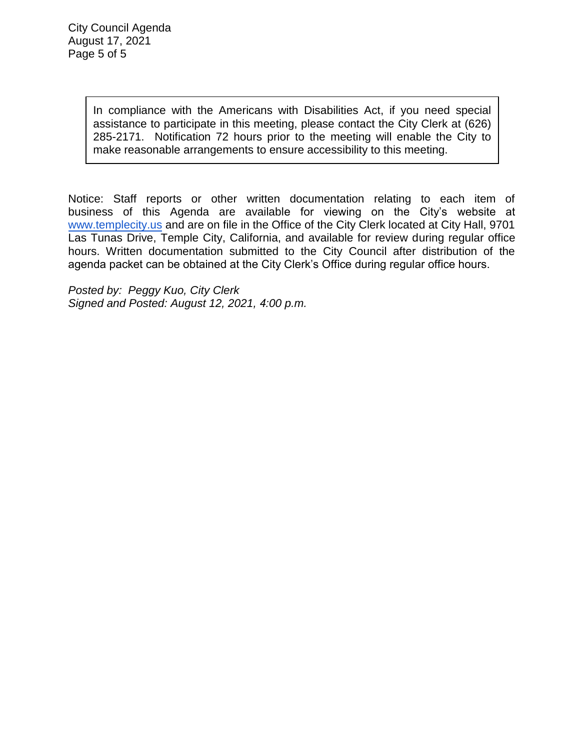> In compliance with the Americans with Disabilities Act, if you need special assistance to participate in this meeting, please contact the City Clerk at (626) 285-2171. Notification 72 hours prior to the meeting will enable the City to make reasonable arrangements to ensure accessibility to this meeting.

Notice: Staff reports or other written documentation relating to each item of business of this Agenda are available for viewing on the City's website at www.templecity.us and are on file in the Office of the City Clerk located at City Hall, 9701 Las Tunas Drive, Temple City, California, and available for review during regular office hours. Written documentation submitted to the City Council after distribution of the agenda packet can be obtained at the City Clerk's Office during regular office hours.

*Posted by: Peggy Kuo, City Clerk*
*Signed and Posted: August 12, 2021, 4:00 p.m.*